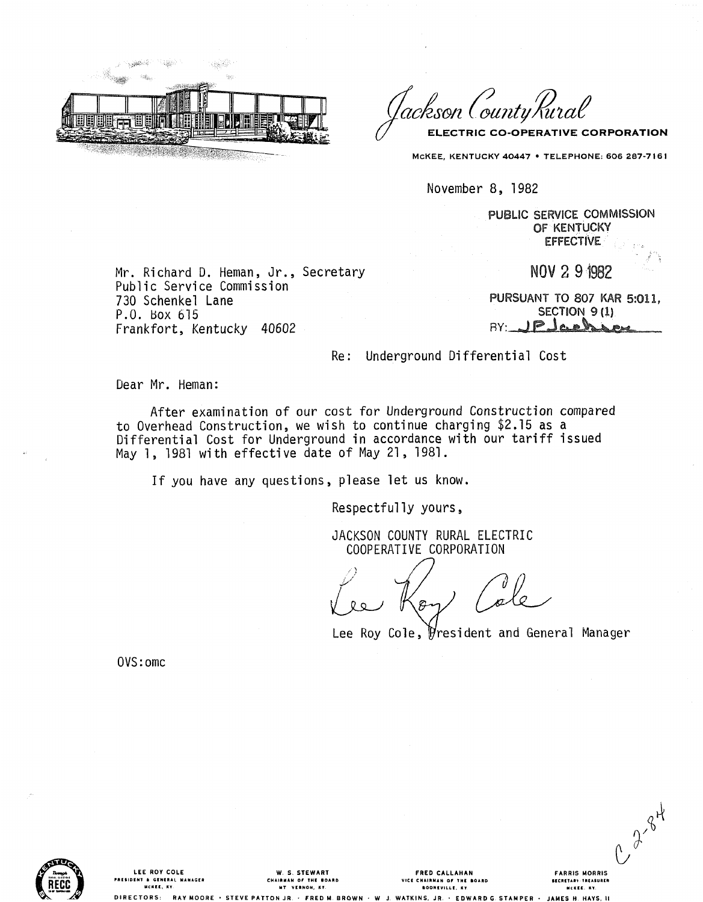*Jackson County Rural*

**ELECTRIC CO-OPERATIVE CORPORATION**

McKEE, KENTUCKY 40447 • TELEPHONE: 606 287-7161

November 8, 1982

PUBLIC SERVICE COMMISSION
OF KENTUCKY
EFFECTIVE

NOV 29 1982

PURSUANT TO 807 KAR 5:011,
SECTION 9 (1)
BY: JP Jackson

Mr. Richard D. Heman, Jr., Secretary
Public Service Commission
730 Schenkel Lane
P.O. Box 615
Frankfort, Kentucky 40602

Re: Underground Differential Cost

Dear Mr. Heman:

After examination of our cost for Underground Construction compared to Overhead Construction, we wish to continue charging $2.15 as a Differential Cost for Underground in accordance with our tariff issued May 1, 1981 with effective date of May 21, 1981.

If you have any questions, please let us know.

Respectfully yours,

JACKSON COUNTY RURAL ELECTRIC
COOPERATIVE CORPORATION

Lee Roy Cole

Lee Roy Cole, President and General Manager

OVS:omc

C 2-84

LEE ROY COLE, PRESIDENT & GENERAL MANAGER, McKEE, KY · W. S. STEWART, CHAIRMAN OF THE BOARD, MT. VERNON, KY · FRED CALLAHAN, VICE CHAIRMAN OF THE BOARD, BOONEVILLE, KY · FARRIS MORRIS, SECRETARY-TREASURER, McKEE, KY

DIRECTORS: RAY MOORE · STEVE PATTON JR. · FRED M. BROWN · W. J. WATKINS, JR. · EDWARD G. STAMPER · JAMES H. HAYS, II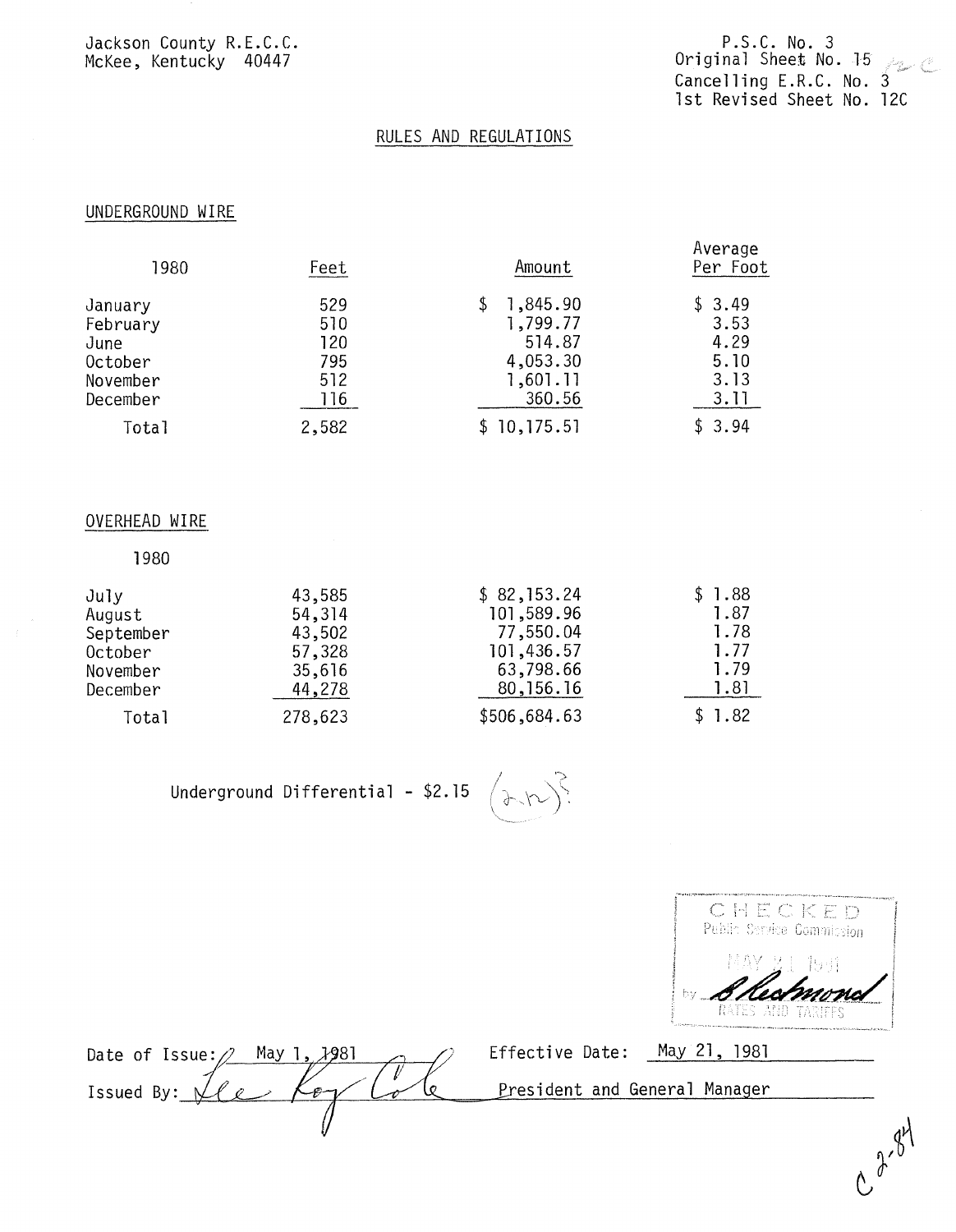Jackson County R.E.C.C.
McKee, Kentucky 40447

P.S.C. No. 3
Original Sheet No. ~~15~~ 12C
Cancelling E.R.C. No. 3
1st Revised Sheet No. 12C

## RULES AND REGULATIONS

### UNDERGROUND WIRE

| 1980 | Feet | Amount | Average Per Foot |
|---|---|---|---|
| January | 529 | $ 1,845.90 | $ 3.49 |
| February | 510 | 1,799.77 | 3.53 |
| June | 120 | 514.87 | 4.29 |
| October | 795 | 4,053.30 | 5.10 |
| November | 512 | 1,601.11 | 3.13 |
| December | 116 | 360.56 | 3.11 |
| Total | 2,582 | $ 10,175.51 | $ 3.94 |

### OVERHEAD WIRE

| 1980 | Feet | Amount | Average Per Foot |
|---|---|---|---|
| July | 43,585 | $ 82,153.24 | $ 1.88 |
| August | 54,314 | 101,589.96 | 1.87 |
| September | 43,502 | 77,550.04 | 1.78 |
| October | 57,328 | 101,436.57 | 1.77 |
| November | 35,616 | 63,798.66 | 1.79 |
| December | 44,278 | 80,156.16 | 1.81 |
| Total | 278,623 | $506,684.63 | $ 1.82 |

Underground Differential - $2.15 (2.12)?

CHECKED
Public Service Commission
MAY 21 1981
by B Redmond
RATES AND TARIFFS

Date of Issue: May 1, 1981 Effective Date: May 21, 1981

Issued By: Lee Roy Cole President and General Manager

C 2-84